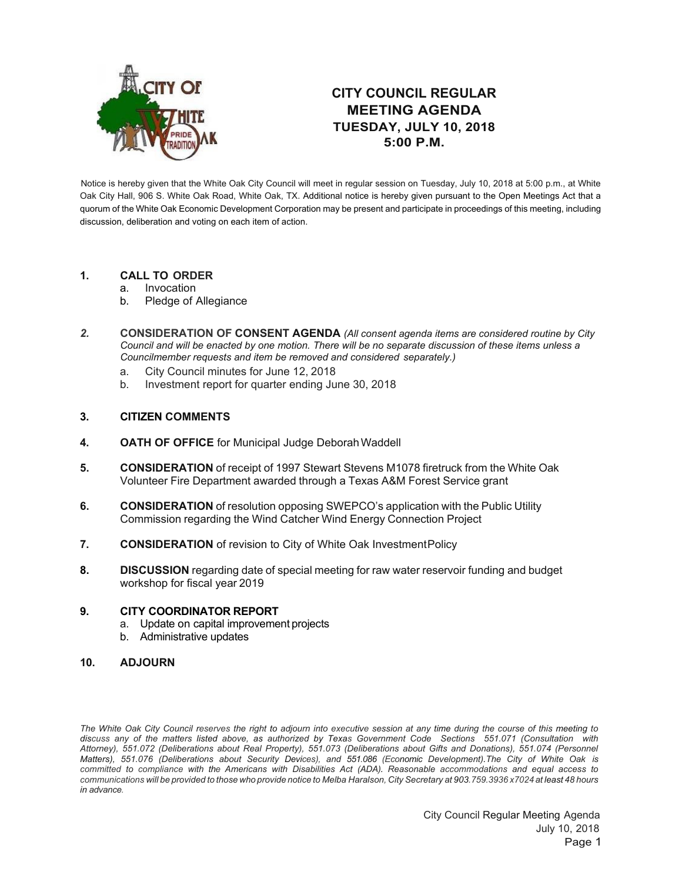# CITY COUNCIL REGULAR MEETING AGENDA
## TUESDAY, JULY 10, 2018
## 5:00 P.M.

Notice is hereby given that the White Oak City Council will meet in regular session on Tuesday, July 10, 2018 at 5:00 p.m., at White Oak City Hall, 906 S. White Oak Road, White Oak, TX. Additional notice is hereby given pursuant to the Open Meetings Act that a quorum of the White Oak Economic Development Corporation may be present and participate in proceedings of this meeting, including discussion, deliberation and voting on each item of action.

1. **CALL TO ORDER**
   a. Invocation
   b. Pledge of Allegiance

2. **CONSIDERATION OF CONSENT AGENDA** *(All consent agenda items are considered routine by City Council and will be enacted by one motion. There will be no separate discussion of these items unless a Councilmember requests and item be removed and considered separately.)*
   a. City Council minutes for June 12, 2018
   b. Investment report for quarter ending June 30, 2018

3. **CITIZEN COMMENTS**

4. **OATH OF OFFICE** for Municipal Judge Deborah Waddell

5. **CONSIDERATION** of receipt of 1997 Stewart Stevens M1078 firetruck from the White Oak Volunteer Fire Department awarded through a Texas A&M Forest Service grant

6. **CONSIDERATION** of resolution opposing SWEPCO's application with the Public Utility Commission regarding the Wind Catcher Wind Energy Connection Project

7. **CONSIDERATION** of revision to City of White Oak Investment Policy

8. **DISCUSSION** regarding date of special meeting for raw water reservoir funding and budget workshop for fiscal year 2019

9. **CITY COORDINATOR REPORT**
   a. Update on capital improvement projects
   b. Administrative updates

10. **ADJOURN**

*The White Oak City Council reserves the right to adjourn into executive session at any time during the course of this meeting to discuss any of the matters listed above, as authorized by Texas Government Code Sections 551.071 (Consultation with Attorney), 551.072 (Deliberations about Real Property), 551.073 (Deliberations about Gifts and Donations), 551.074 (Personnel Matters), 551.076 (Deliberations about Security Devices), and 551.086 (Economic Development). The City of White Oak is committed to compliance with the Americans with Disabilities Act (ADA). Reasonable accommodations and equal access to communications will be provided to those who provide notice to Melba Haralson, City Secretary at 903.759.3936 x7024 at least 48 hours in advance.*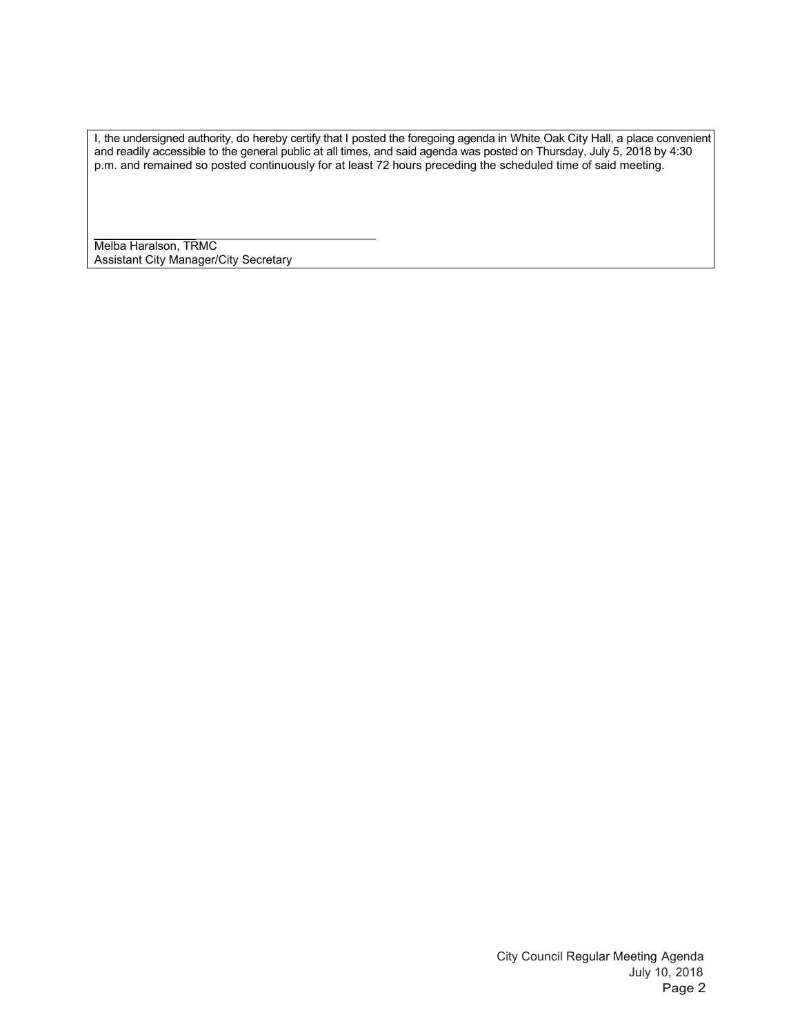I, the undersigned authority, do hereby certify that I posted the foregoing agenda in White Oak City Hall, a place convenient and readily accessible to the general public at all times, and said agenda was posted on Thursday, July 5, 2018 by 4:30 p.m. and remained so posted continuously for at least 72 hours preceding the scheduled time of said meeting.

\_\_\_\_\_\_\_\_\_\_\_\_\_\_\_\_\_\_\_\_\_\_\_\_\_\_\_\_\_\_\_\_\_\_\_\_\_\_\_\_

Melba Haralson, TRMC
Assistant City Manager/City Secretary